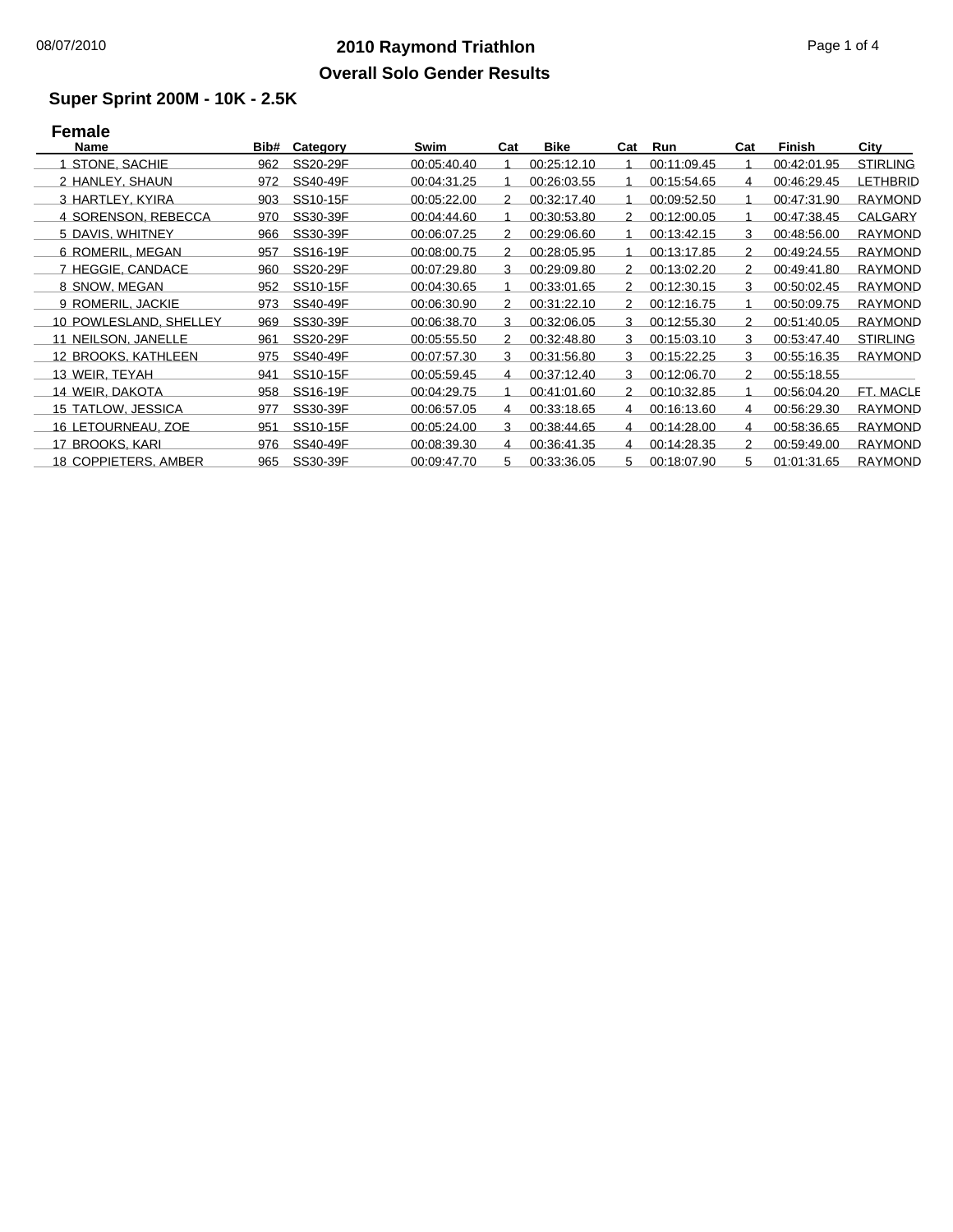# 2010 Raymond Triathlon

## Overall Solo Gender Results

### Super Sprint 200M - 10K - 2.5K

#### Female

| Name | Bib# | Category | Swim | Cat | Bike | Cat | Run | Cat | Finish | City |
|---|---|---|---|---|---|---|---|---|---|---|
| 1 STONE, SACHIE | 962 | SS20-29F | 00:05:40.40 | 1 | 00:25:12.10 | 1 | 00:11:09.45 | 1 | 00:42:01.95 | STIRLING |
| 2 HANLEY, SHAUN | 972 | SS40-49F | 00:04:31.25 | 1 | 00:26:03.55 | 1 | 00:15:54.65 | 4 | 00:46:29.45 | LETHBRID |
| 3 HARTLEY, KYIRA | 903 | SS10-15F | 00:05:22.00 | 2 | 00:32:17.40 | 1 | 00:09:52.50 | 1 | 00:47:31.90 | RAYMOND |
| 4 SORENSON, REBECCA | 970 | SS30-39F | 00:04:44.60 | 1 | 00:30:53.80 | 2 | 00:12:00.05 | 1 | 00:47:38.45 | CALGARY |
| 5 DAVIS, WHITNEY | 966 | SS30-39F | 00:06:07.25 | 2 | 00:29:06.60 | 1 | 00:13:42.15 | 3 | 00:48:56.00 | RAYMOND |
| 6 ROMERIL, MEGAN | 957 | SS16-19F | 00:08:00.75 | 2 | 00:28:05.95 | 1 | 00:13:17.85 | 2 | 00:49:24.55 | RAYMOND |
| 7 HEGGIE, CANDACE | 960 | SS20-29F | 00:07:29.80 | 3 | 00:29:09.80 | 2 | 00:13:02.20 | 2 | 00:49:41.80 | RAYMOND |
| 8 SNOW, MEGAN | 952 | SS10-15F | 00:04:30.65 | 1 | 00:33:01.65 | 2 | 00:12:30.15 | 3 | 00:50:02.45 | RAYMOND |
| 9 ROMERIL, JACKIE | 973 | SS40-49F | 00:06:30.90 | 2 | 00:31:22.10 | 2 | 00:12:16.75 | 1 | 00:50:09.75 | RAYMOND |
| 10 POWLESLAND, SHELLEY | 969 | SS30-39F | 00:06:38.70 | 3 | 00:32:06.05 | 3 | 00:12:55.30 | 2 | 00:51:40.05 | RAYMOND |
| 11 NEILSON, JANELLE | 961 | SS20-29F | 00:05:55.50 | 2 | 00:32:48.80 | 3 | 00:15:03.10 | 3 | 00:53:47.40 | STIRLING |
| 12 BROOKS, KATHLEEN | 975 | SS40-49F | 00:07:57.30 | 3 | 00:31:56.80 | 3 | 00:15:22.25 | 3 | 00:55:16.35 | RAYMOND |
| 13 WEIR, TEYAH | 941 | SS10-15F | 00:05:59.45 | 4 | 00:37:12.40 | 3 | 00:12:06.70 | 2 | 00:55:18.55 | |
| 14 WEIR, DAKOTA | 958 | SS16-19F | 00:04:29.75 | 1 | 00:41:01.60 | 2 | 00:10:32.85 | 1 | 00:56:04.20 | FT. MACLE |
| 15 TATLOW, JESSICA | 977 | SS30-39F | 00:06:57.05 | 4 | 00:33:18.65 | 4 | 00:16:13.60 | 4 | 00:56:29.30 | RAYMOND |
| 16 LETOURNEAU, ZOE | 951 | SS10-15F | 00:05:24.00 | 3 | 00:38:44.65 | 4 | 00:14:28.00 | 4 | 00:58:36.65 | RAYMOND |
| 17 BROOKS, KARI | 976 | SS40-49F | 00:08:39.30 | 4 | 00:36:41.35 | 4 | 00:14:28.35 | 2 | 00:59:49.00 | RAYMOND |
| 18 COPPIETERS, AMBER | 965 | SS30-39F | 00:09:47.70 | 5 | 00:33:36.05 | 5 | 00:18:07.90 | 5 | 01:01:31.65 | RAYMOND |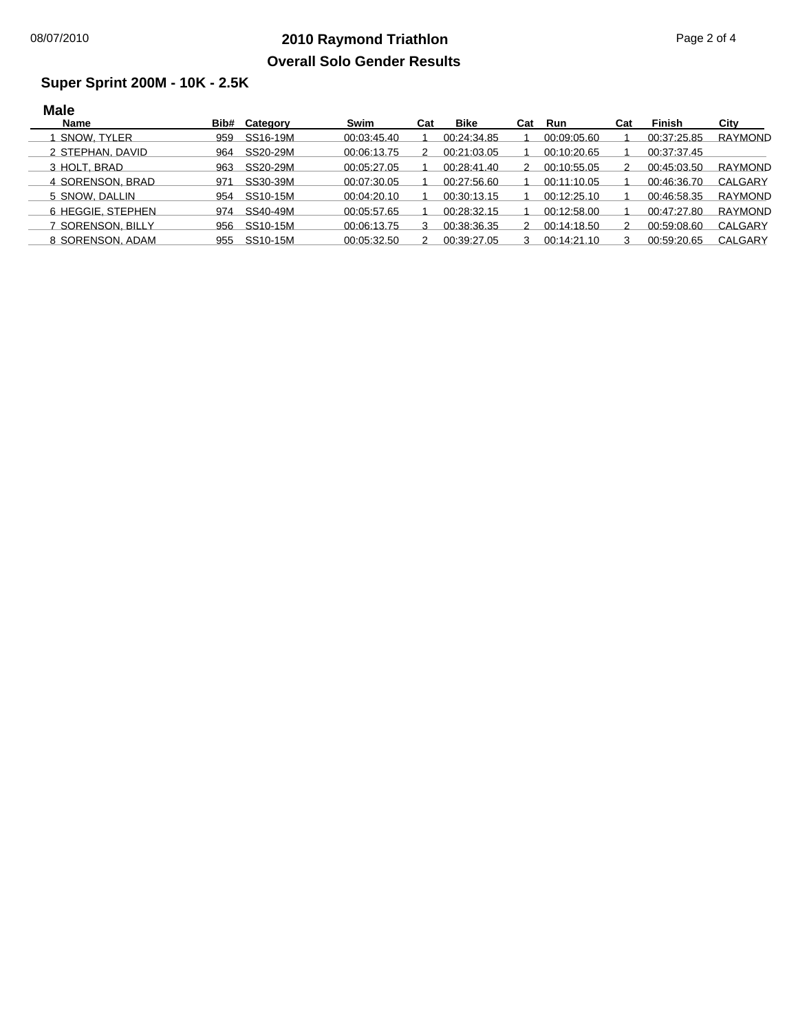# 2010 Raymond Triathlon

## Overall Solo Gender Results

### Super Sprint 200M - 10K - 2.5K

#### Male

| Name | Bib# | Category | Swim | Cat | Bike | Cat | Run | Cat | Finish | City |
|---|---|---|---|---|---|---|---|---|---|---|
| 1 SNOW, TYLER | 959 | SS16-19M | 00:03:45.40 | 1 | 00:24:34.85 | 1 | 00:09:05.60 | 1 | 00:37:25.85 | RAYMOND |
| 2 STEPHAN, DAVID | 964 | SS20-29M | 00:06:13.75 | 2 | 00:21:03.05 | 1 | 00:10:20.65 | 1 | 00:37:37.45 | |
| 3 HOLT, BRAD | 963 | SS20-29M | 00:05:27.05 | 1 | 00:28:41.40 | 2 | 00:10:55.05 | 2 | 00:45:03.50 | RAYMOND |
| 4 SORENSON, BRAD | 971 | SS30-39M | 00:07:30.05 | 1 | 00:27:56.60 | 1 | 00:11:10.05 | 1 | 00:46:36.70 | CALGARY |
| 5 SNOW, DALLIN | 954 | SS10-15M | 00:04:20.10 | 1 | 00:30:13.15 | 1 | 00:12:25.10 | 1 | 00:46:58.35 | RAYMOND |
| 6 HEGGIE, STEPHEN | 974 | SS40-49M | 00:05:57.65 | 1 | 00:28:32.15 | 1 | 00:12:58.00 | 1 | 00:47:27.80 | RAYMOND |
| 7 SORENSON, BILLY | 956 | SS10-15M | 00:06:13.75 | 3 | 00:38:36.35 | 2 | 00:14:18.50 | 2 | 00:59:08.60 | CALGARY |
| 8 SORENSON, ADAM | 955 | SS10-15M | 00:05:32.50 | 2 | 00:39:27.05 | 3 | 00:14:21.10 | 3 | 00:59:20.65 | CALGARY |